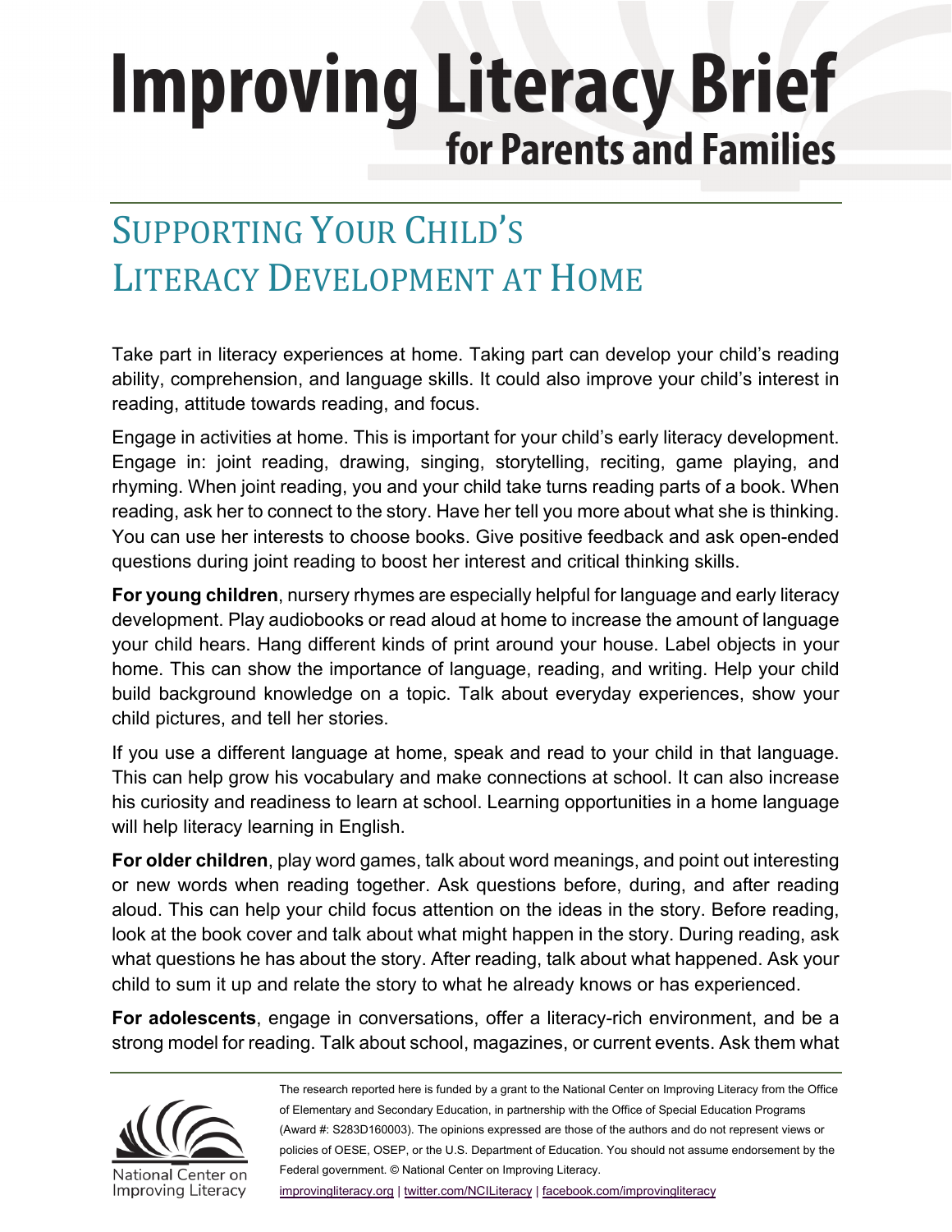# Improving Literacy Brief
## for Parents and Families

## SUPPORTING YOUR CHILD'S LITERACY DEVELOPMENT AT HOME

Take part in literacy experiences at home. Taking part can develop your child's reading ability, comprehension, and language skills. It could also improve your child's interest in reading, attitude towards reading, and focus.

Engage in activities at home. This is important for your child's early literacy development. Engage in: joint reading, drawing, singing, storytelling, reciting, game playing, and rhyming. When joint reading, you and your child take turns reading parts of a book. When reading, ask her to connect to the story. Have her tell you more about what she is thinking. You can use her interests to choose books. Give positive feedback and ask open-ended questions during joint reading to boost her interest and critical thinking skills.

**For young children**, nursery rhymes are especially helpful for language and early literacy development. Play audiobooks or read aloud at home to increase the amount of language your child hears. Hang different kinds of print around your house. Label objects in your home. This can show the importance of language, reading, and writing. Help your child build background knowledge on a topic. Talk about everyday experiences, show your child pictures, and tell her stories.

If you use a different language at home, speak and read to your child in that language. This can help grow his vocabulary and make connections at school. It can also increase his curiosity and readiness to learn at school. Learning opportunities in a home language will help literacy learning in English.

**For older children**, play word games, talk about word meanings, and point out interesting or new words when reading together. Ask questions before, during, and after reading aloud. This can help your child focus attention on the ideas in the story. Before reading, look at the book cover and talk about what might happen in the story. During reading, ask what questions he has about the story. After reading, talk about what happened. Ask your child to sum it up and relate the story to what he already knows or has experienced.

**For adolescents**, engage in conversations, offer a literacy-rich environment, and be a strong model for reading. Talk about school, magazines, or current events. Ask them what

National Center on Improving Literacy

The research reported here is funded by a grant to the National Center on Improving Literacy from the Office of Elementary and Secondary Education, in partnership with the Office of Special Education Programs (Award #: S283D160003). The opinions expressed are those of the authors and do not represent views or policies of OESE, OSEP, or the U.S. Department of Education. You should not assume endorsement by the Federal government. © National Center on Improving Literacy.

improvingliteracy.org | twitter.com/NCILiteracy | facebook.com/improvingliteracy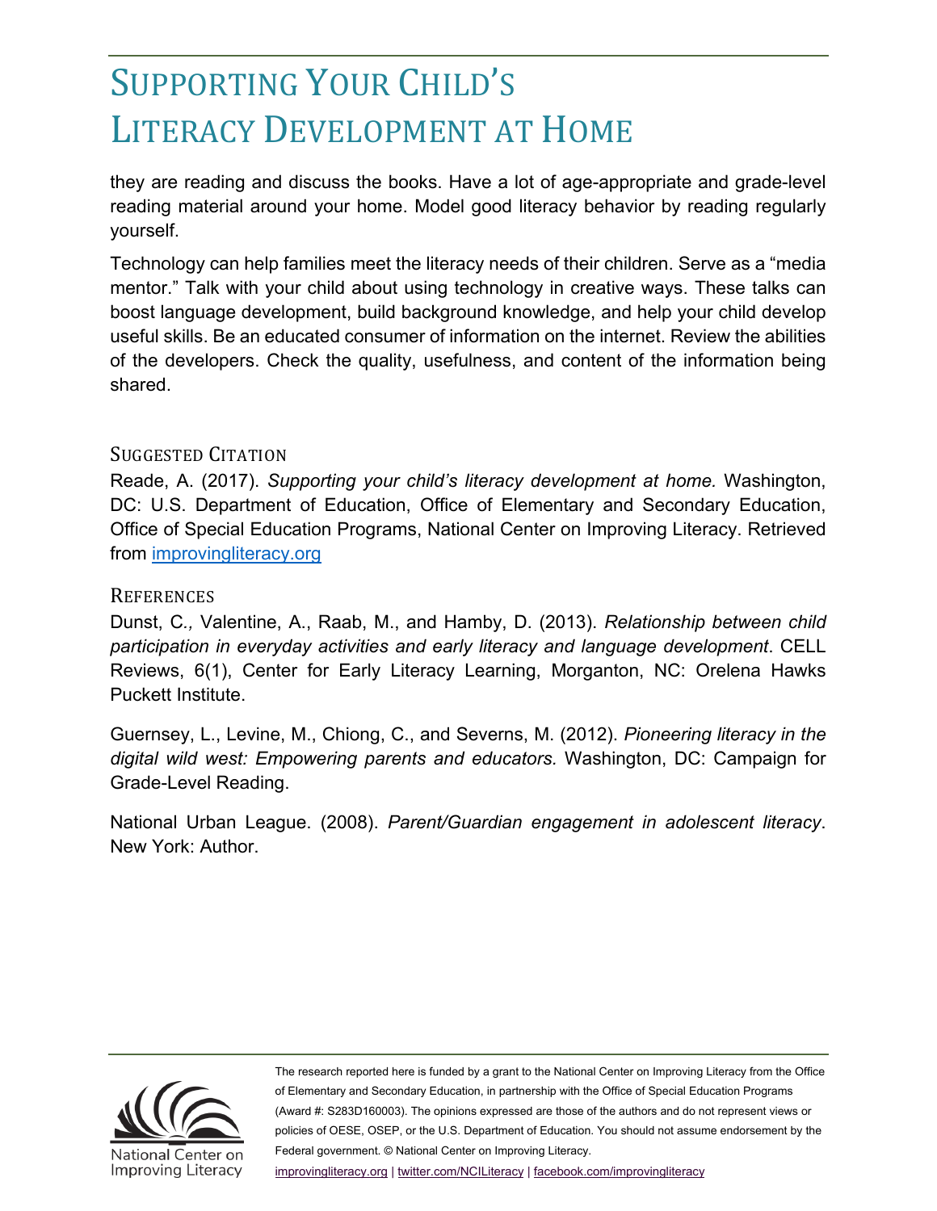they are reading and discuss the books. Have a lot of age-appropriate and grade-level reading material around your home. Model good literacy behavior by reading regularly yourself.

Technology can help families meet the literacy needs of their children. Serve as a "media mentor." Talk with your child about using technology in creative ways. These talks can boost language development, build background knowledge, and help your child develop useful skills. Be an educated consumer of information on the internet. Review the abilities of the developers. Check the quality, usefulness, and content of the information being shared.

## Suggested Citation

Reade, A. (2017). *Supporting your child's literacy development at home.* Washington, DC: U.S. Department of Education, Office of Elementary and Secondary Education, Office of Special Education Programs, National Center on Improving Literacy. Retrieved from [improvingliteracy.org](improvingliteracy.org)

## References

Dunst, C., Valentine, A., Raab, M., and Hamby, D. (2013). *Relationship between child participation in everyday activities and early literacy and language development*. CELL Reviews, 6(1), Center for Early Literacy Learning, Morganton, NC: Orelena Hawks Puckett Institute.

Guernsey, L., Levine, M., Chiong, C., and Severns, M. (2012). *Pioneering literacy in the digital wild west: Empowering parents and educators.* Washington, DC: Campaign for Grade-Level Reading.

National Urban League. (2008). *Parent/Guardian engagement in adolescent literacy*. New York: Author.

National Center on Improving Literacy

The research reported here is funded by a grant to the National Center on Improving Literacy from the Office of Elementary and Secondary Education, in partnership with the Office of Special Education Programs (Award #: S283D160003). The opinions expressed are those of the authors and do not represent views or policies of OESE, OSEP, or the U.S. Department of Education. You should not assume endorsement by the Federal government. © National Center on Improving Literacy.

improvingliteracy.org | twitter.com/NCILiteracy | facebook.com/improvingliteracy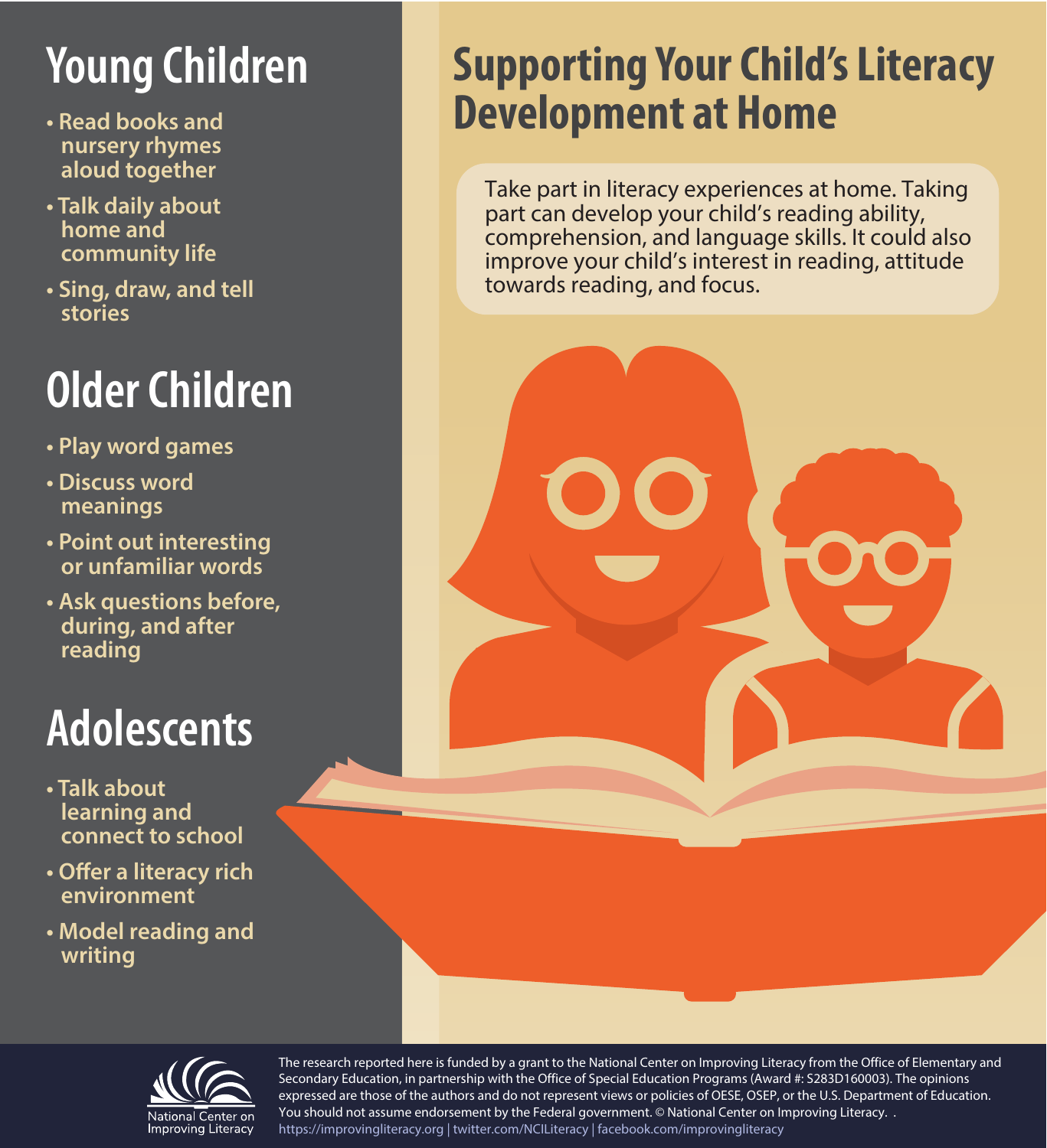# Supporting Your Child's Literacy Development at Home

Take part in literacy experiences at home. Taking part can develop your child's reading ability, comprehension, and language skills. It could also improve your child's interest in reading, attitude towards reading, and focus.

## Young Children

- Read books and nursery rhymes aloud together
- Talk daily about home and community life
- Sing, draw, and tell stories

## Older Children

- Play word games
- Discuss word meanings
- Point out interesting or unfamiliar words
- Ask questions before, during, and after reading

## Adolescents

- Talk about learning and connect to school
- Offer a literacy rich environment
- Model reading and writing

National Center on Improving Literacy

The research reported here is funded by a grant to the National Center on Improving Literacy from the Office of Elementary and Secondary Education, in partnership with the Office of Special Education Programs (Award #: S283D160003). The opinions expressed are those of the authors and do not represent views or policies of OESE, OSEP, or the U.S. Department of Education. You should not assume endorsement by the Federal government. © National Center on Improving Literacy. .

https://improvingliteracy.org | twitter.com/NCILiteracy | facebook.com/improvingliteracy